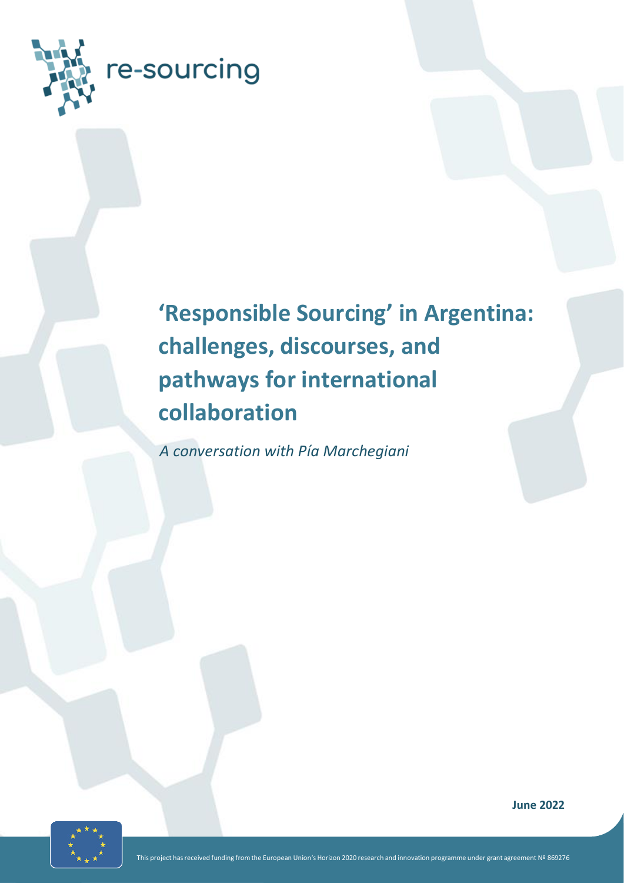re-sourcing

# 'Responsible Sourcing' in Argentina: challenges, discourses, and pathways for international collaboration

*A conversation with Pía Marchegiani*

**June 2022**

This project has received funding from the European Union's Horizon 2020 research and innovation programme under grant agreement Nº 869276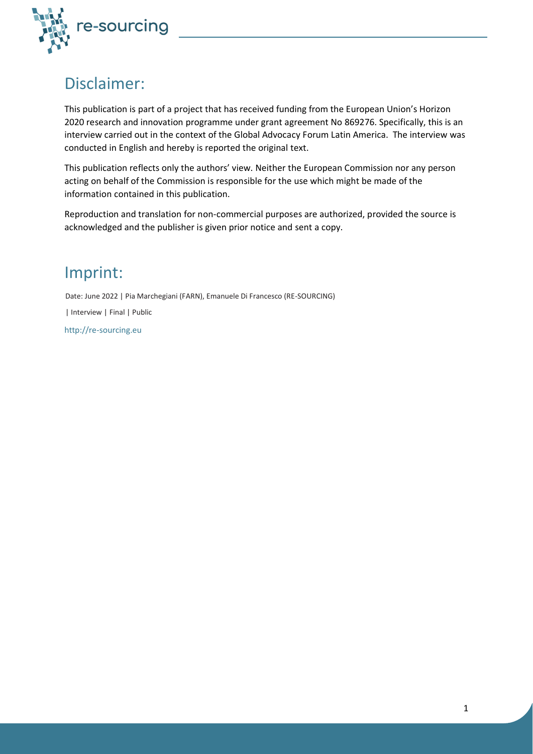## Disclaimer:

This publication is part of a project that has received funding from the European Union's Horizon 2020 research and innovation programme under grant agreement No 869276. Specifically, this is an interview carried out in the context of the Global Advocacy Forum Latin America. The interview was conducted in English and hereby is reported the original text.

This publication reflects only the authors' view. Neither the European Commission nor any person acting on behalf of the Commission is responsible for the use which might be made of the information contained in this publication.

Reproduction and translation for non-commercial purposes are authorized, provided the source is acknowledged and the publisher is given prior notice and sent a copy.

## Imprint:

Date: June 2022 | Pia Marchegiani (FARN), Emanuele Di Francesco (RE-SOURCING)

| Interview | Final | Public

http://re-sourcing.eu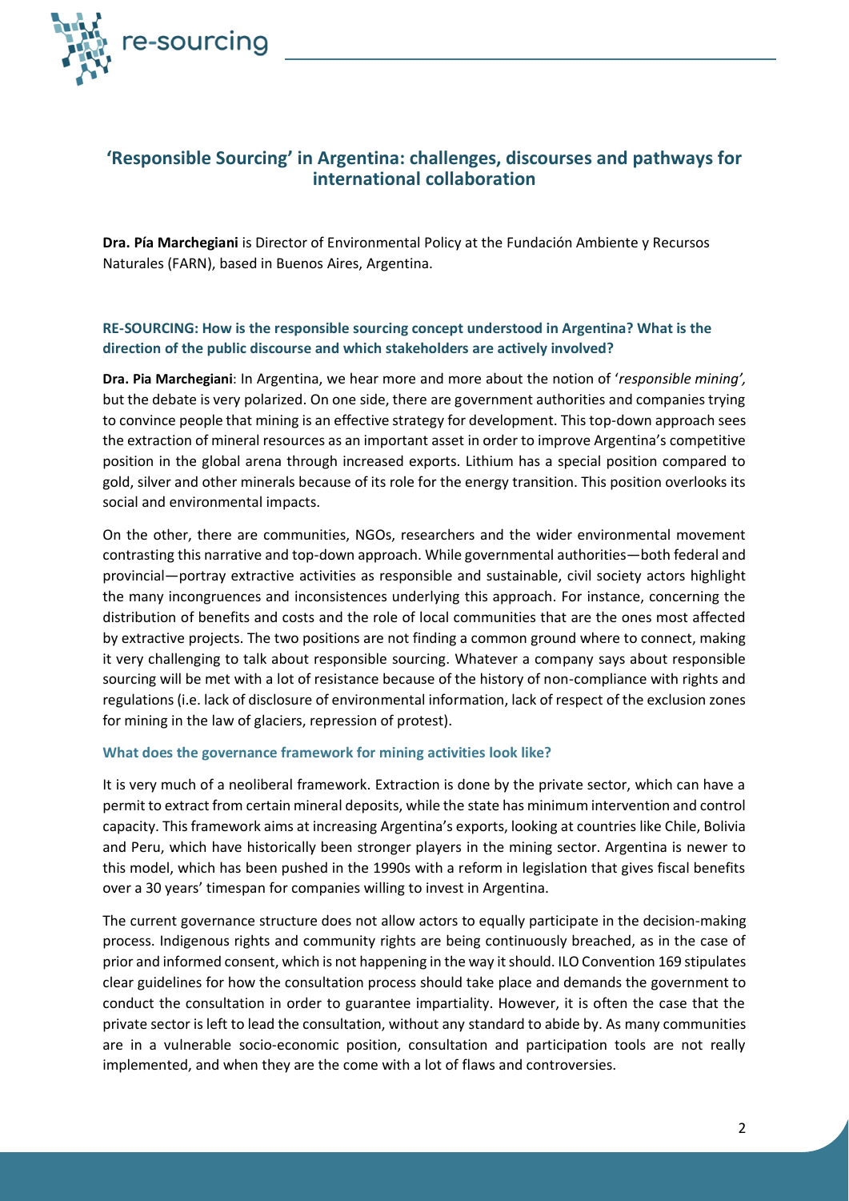## 'Responsible Sourcing' in Argentina: challenges, discourses and pathways for international collaboration

**Dra. Pía Marchegiani** is Director of Environmental Policy at the Fundación Ambiente y Recursos Naturales (FARN), based in Buenos Aires, Argentina.

### RE-SOURCING: How is the responsible sourcing concept understood in Argentina? What is the direction of the public discourse and which stakeholders are actively involved?

**Dra. Pia Marchegiani**: In Argentina, we hear more and more about the notion of '*responsible mining',* but the debate is very polarized. On one side, there are government authorities and companies trying to convince people that mining is an effective strategy for development. This top-down approach sees the extraction of mineral resources as an important asset in order to improve Argentina's competitive position in the global arena through increased exports. Lithium has a special position compared to gold, silver and other minerals because of its role for the energy transition. This position overlooks its social and environmental impacts.

On the other, there are communities, NGOs, researchers and the wider environmental movement contrasting this narrative and top-down approach. While governmental authorities—both federal and provincial—portray extractive activities as responsible and sustainable, civil society actors highlight the many incongruences and inconsistences underlying this approach. For instance, concerning the distribution of benefits and costs and the role of local communities that are the ones most affected by extractive projects. The two positions are not finding a common ground where to connect, making it very challenging to talk about responsible sourcing. Whatever a company says about responsible sourcing will be met with a lot of resistance because of the history of non-compliance with rights and regulations (i.e. lack of disclosure of environmental information, lack of respect of the exclusion zones for mining in the law of glaciers, repression of protest).

### What does the governance framework for mining activities look like?

It is very much of a neoliberal framework. Extraction is done by the private sector, which can have a permit to extract from certain mineral deposits, while the state has minimum intervention and control capacity. This framework aims at increasing Argentina's exports, looking at countries like Chile, Bolivia and Peru, which have historically been stronger players in the mining sector. Argentina is newer to this model, which has been pushed in the 1990s with a reform in legislation that gives fiscal benefits over a 30 years' timespan for companies willing to invest in Argentina.

The current governance structure does not allow actors to equally participate in the decision-making process. Indigenous rights and community rights are being continuously breached, as in the case of prior and informed consent, which is not happening in the way it should. ILO Convention 169 stipulates clear guidelines for how the consultation process should take place and demands the government to conduct the consultation in order to guarantee impartiality. However, it is often the case that the private sector is left to lead the consultation, without any standard to abide by. As many communities are in a vulnerable socio-economic position, consultation and participation tools are not really implemented, and when they are the come with a lot of flaws and controversies.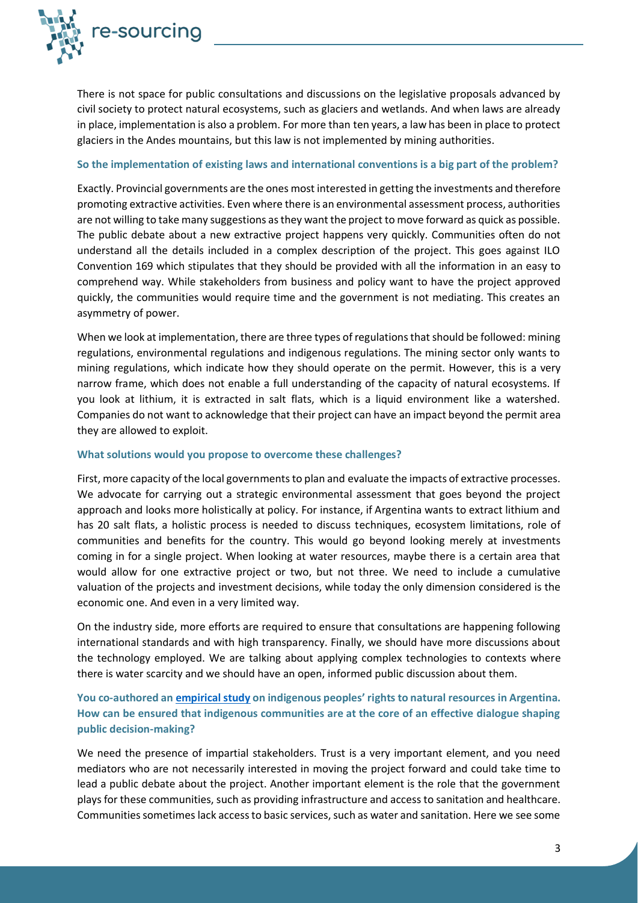There is not space for public consultations and discussions on the legislative proposals advanced by civil society to protect natural ecosystems, such as glaciers and wetlands. And when laws are already in place, implementation is also a problem. For more than ten years, a law has been in place to protect glaciers in the Andes mountains, but this law is not implemented by mining authorities.

**So the implementation of existing laws and international conventions is a big part of the problem?**

Exactly. Provincial governments are the ones most interested in getting the investments and therefore promoting extractive activities. Even where there is an environmental assessment process, authorities are not willing to take many suggestions as they want the project to move forward as quick as possible. The public debate about a new extractive project happens very quickly. Communities often do not understand all the details included in a complex description of the project. This goes against ILO Convention 169 which stipulates that they should be provided with all the information in an easy to comprehend way. While stakeholders from business and policy want to have the project approved quickly, the communities would require time and the government is not mediating. This creates an asymmetry of power.

When we look at implementation, there are three types of regulations that should be followed: mining regulations, environmental regulations and indigenous regulations. The mining sector only wants to mining regulations, which indicate how they should operate on the permit. However, this is a very narrow frame, which does not enable a full understanding of the capacity of natural ecosystems. If you look at lithium, it is extracted in salt flats, which is a liquid environment like a watershed. Companies do not want to acknowledge that their project can have an impact beyond the permit area they are allowed to exploit.

**What solutions would you propose to overcome these challenges?**

First, more capacity of the local governments to plan and evaluate the impacts of extractive processes. We advocate for carrying out a strategic environmental assessment that goes beyond the project approach and looks more holistically at policy. For instance, if Argentina wants to extract lithium and has 20 salt flats, a holistic process is needed to discuss techniques, ecosystem limitations, role of communities and benefits for the country. This would go beyond looking merely at investments coming in for a single project. When looking at water resources, maybe there is a certain area that would allow for one extractive project or two, but not three. We need to include a cumulative valuation of the projects and investment decisions, while today the only dimension considered is the economic one. And even in a very limited way.

On the industry side, more efforts are required to ensure that consultations are happening following international standards and with high transparency. Finally, we should have more discussions about the technology employed. We are talking about applying complex technologies to contexts where there is water scarcity and we should have an open, informed public discussion about them.

**You co-authored an empirical study on indigenous peoples' rights to natural resources in Argentina. How can be ensured that indigenous communities are at the core of an effective dialogue shaping public decision-making?**

We need the presence of impartial stakeholders. Trust is a very important element, and you need mediators who are not necessarily interested in moving the project forward and could take time to lead a public debate about the project. Another important element is the role that the government plays for these communities, such as providing infrastructure and access to sanitation and healthcare. Communities sometimes lack access to basic services, such as water and sanitation. Here we see some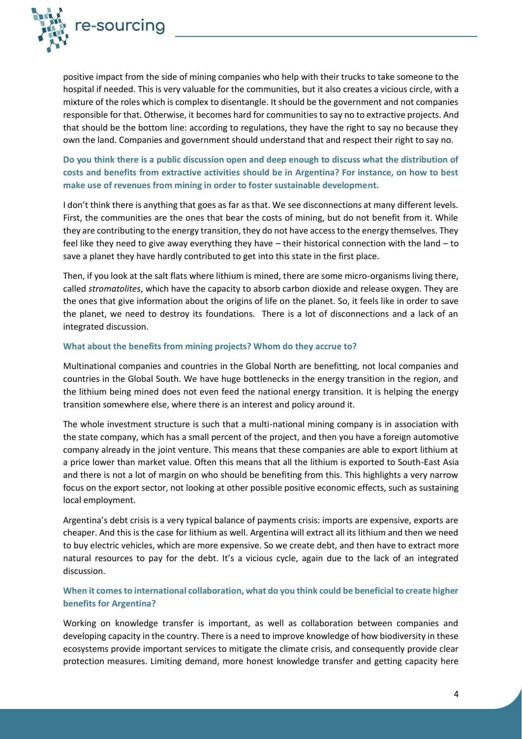positive impact from the side of mining companies who help with their trucks to take someone to the hospital if needed. This is very valuable for the communities, but it also creates a vicious circle, with a mixture of the roles which is complex to disentangle. It should be the government and not companies responsible for that. Otherwise, it becomes hard for communities to say no to extractive projects. And that should be the bottom line: according to regulations, they have the right to say no because they own the land. Companies and government should understand that and respect their right to say no.

**Do you think there is a public discussion open and deep enough to discuss what the distribution of costs and benefits from extractive activities should be in Argentina? For instance, on how to best make use of revenues from mining in order to foster sustainable development.**

I don't think there is anything that goes as far as that. We see disconnections at many different levels. First, the communities are the ones that bear the costs of mining, but do not benefit from it. While they are contributing to the energy transition, they do not have access to the energy themselves. They feel like they need to give away everything they have – their historical connection with the land – to save a planet they have hardly contributed to get into this state in the first place.

Then, if you look at the salt flats where lithium is mined, there are some micro-organisms living there, called *stromatolites*, which have the capacity to absorb carbon dioxide and release oxygen. They are the ones that give information about the origins of life on the planet. So, it feels like in order to save the planet, we need to destroy its foundations. There is a lot of disconnections and a lack of an integrated discussion.

**What about the benefits from mining projects? Whom do they accrue to?**

Multinational companies and countries in the Global North are benefitting, not local companies and countries in the Global South. We have huge bottlenecks in the energy transition in the region, and the lithium being mined does not even feed the national energy transition. It is helping the energy transition somewhere else, where there is an interest and policy around it.

The whole investment structure is such that a multi-national mining company is in association with the state company, which has a small percent of the project, and then you have a foreign automotive company already in the joint venture. This means that these companies are able to export lithium at a price lower than market value. Often this means that all the lithium is exported to South-East Asia and there is not a lot of margin on who should be benefiting from this. This highlights a very narrow focus on the export sector, not looking at other possible positive economic effects, such as sustaining local employment.

Argentina's debt crisis is a very typical balance of payments crisis: imports are expensive, exports are cheaper. And this is the case for lithium as well. Argentina will extract all its lithium and then we need to buy electric vehicles, which are more expensive. So we create debt, and then have to extract more natural resources to pay for the debt. It's a vicious cycle, again due to the lack of an integrated discussion.

**When it comes to international collaboration, what do you think could be beneficial to create higher benefits for Argentina?**

Working on knowledge transfer is important, as well as collaboration between companies and developing capacity in the country. There is a need to improve knowledge of how biodiversity in these ecosystems provide important services to mitigate the climate crisis, and consequently provide clear protection measures. Limiting demand, more honest knowledge transfer and getting capacity here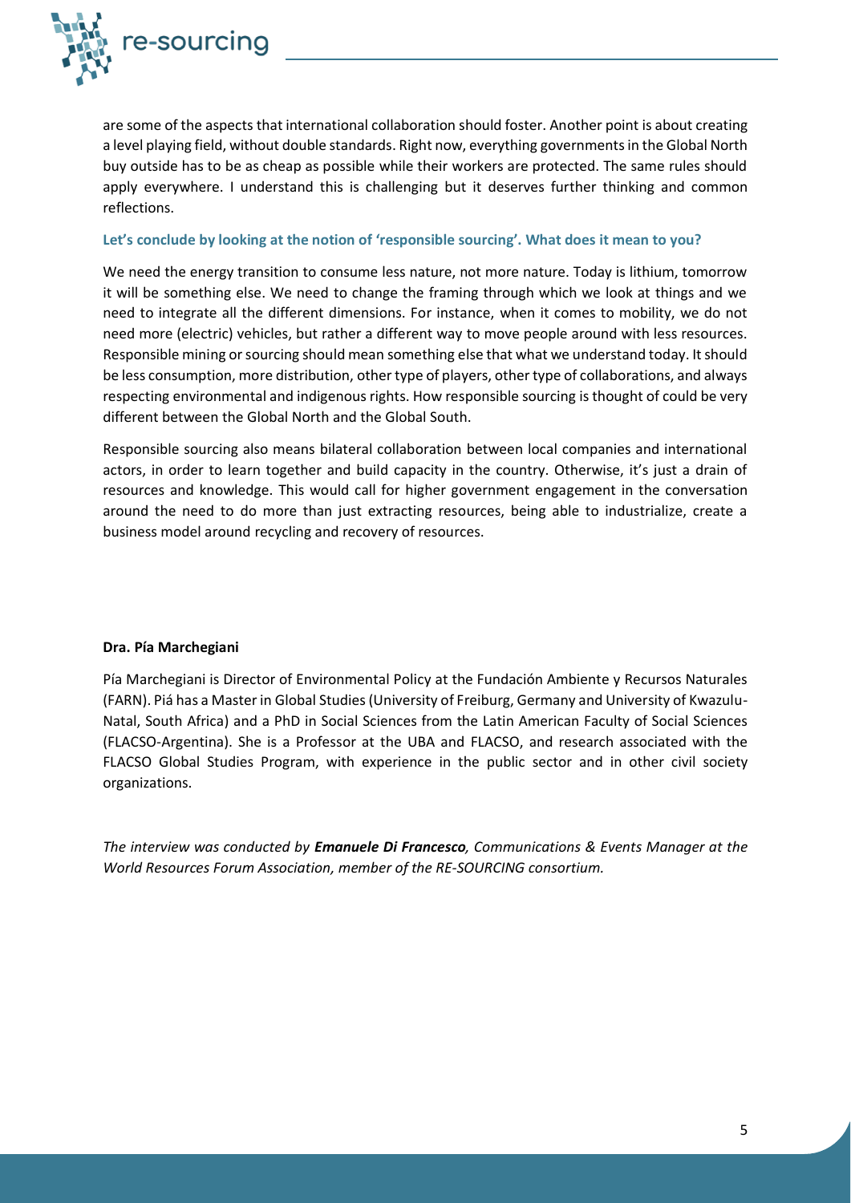are some of the aspects that international collaboration should foster. Another point is about creating a level playing field, without double standards. Right now, everything governments in the Global North buy outside has to be as cheap as possible while their workers are protected. The same rules should apply everywhere. I understand this is challenging but it deserves further thinking and common reflections.

### Let's conclude by looking at the notion of 'responsible sourcing'. What does it mean to you?

We need the energy transition to consume less nature, not more nature. Today is lithium, tomorrow it will be something else. We need to change the framing through which we look at things and we need to integrate all the different dimensions. For instance, when it comes to mobility, we do not need more (electric) vehicles, but rather a different way to move people around with less resources. Responsible mining or sourcing should mean something else that what we understand today. It should be less consumption, more distribution, other type of players, other type of collaborations, and always respecting environmental and indigenous rights. How responsible sourcing is thought of could be very different between the Global North and the Global South.

Responsible sourcing also means bilateral collaboration between local companies and international actors, in order to learn together and build capacity in the country. Otherwise, it's just a drain of resources and knowledge. This would call for higher government engagement in the conversation around the need to do more than just extracting resources, being able to industrialize, create a business model around recycling and recovery of resources.

**Dra. Pía Marchegiani**

Pía Marchegiani is Director of Environmental Policy at the Fundación Ambiente y Recursos Naturales (FARN). Piá has a Master in Global Studies (University of Freiburg, Germany and University of Kwazulu-Natal, South Africa) and a PhD in Social Sciences from the Latin American Faculty of Social Sciences (FLACSO-Argentina). She is a Professor at the UBA and FLACSO, and research associated with the FLACSO Global Studies Program, with experience in the public sector and in other civil society organizations.

*The interview was conducted by **Emanuele Di Francesco**, Communications & Events Manager at the World Resources Forum Association, member of the RE-SOURCING consortium.*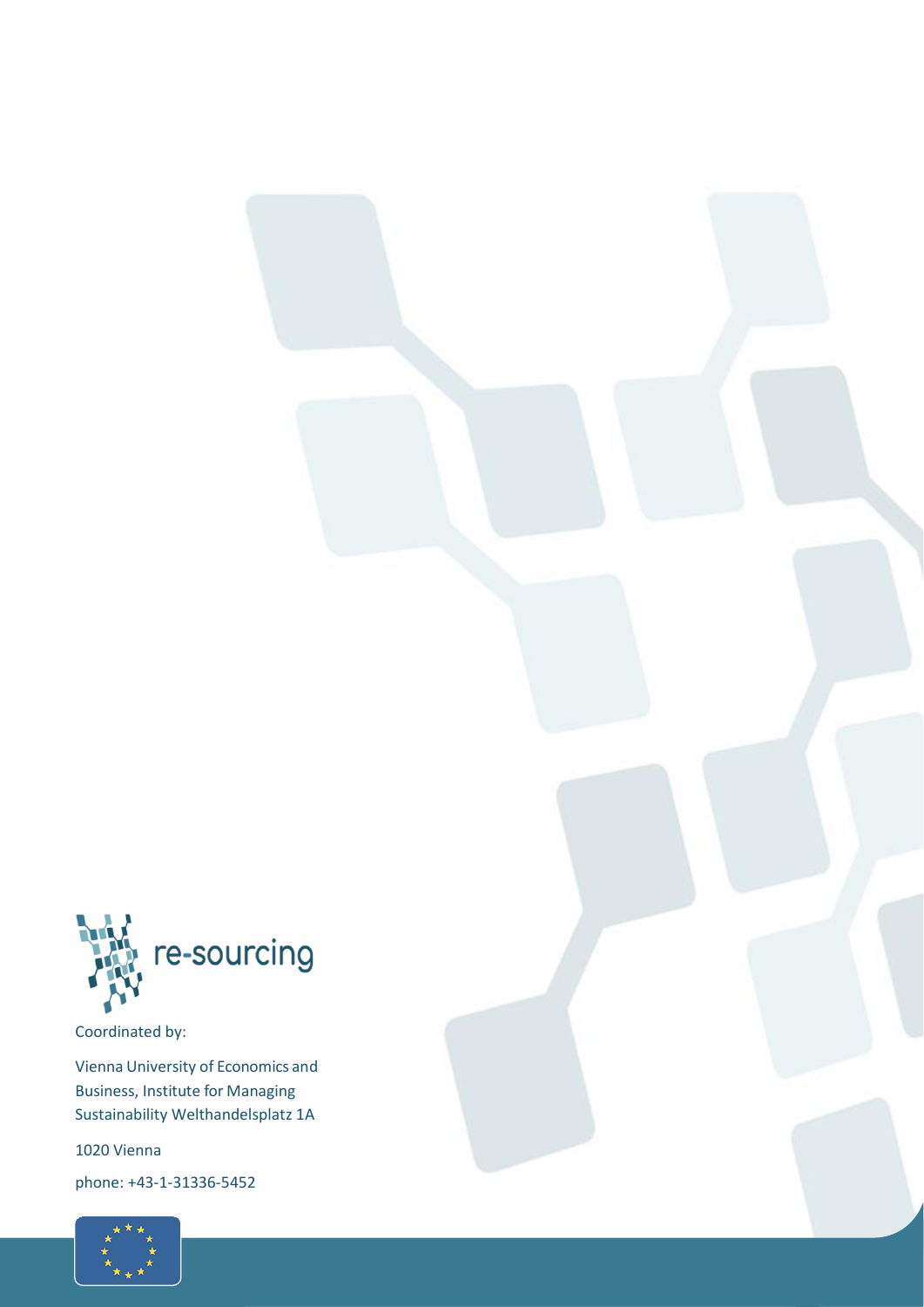re-sourcing

Coordinated by:

Vienna University of Economics and Business, Institute for Managing Sustainability Welthandelsplatz 1A

1020 Vienna

phone: +43-1-31336-5452